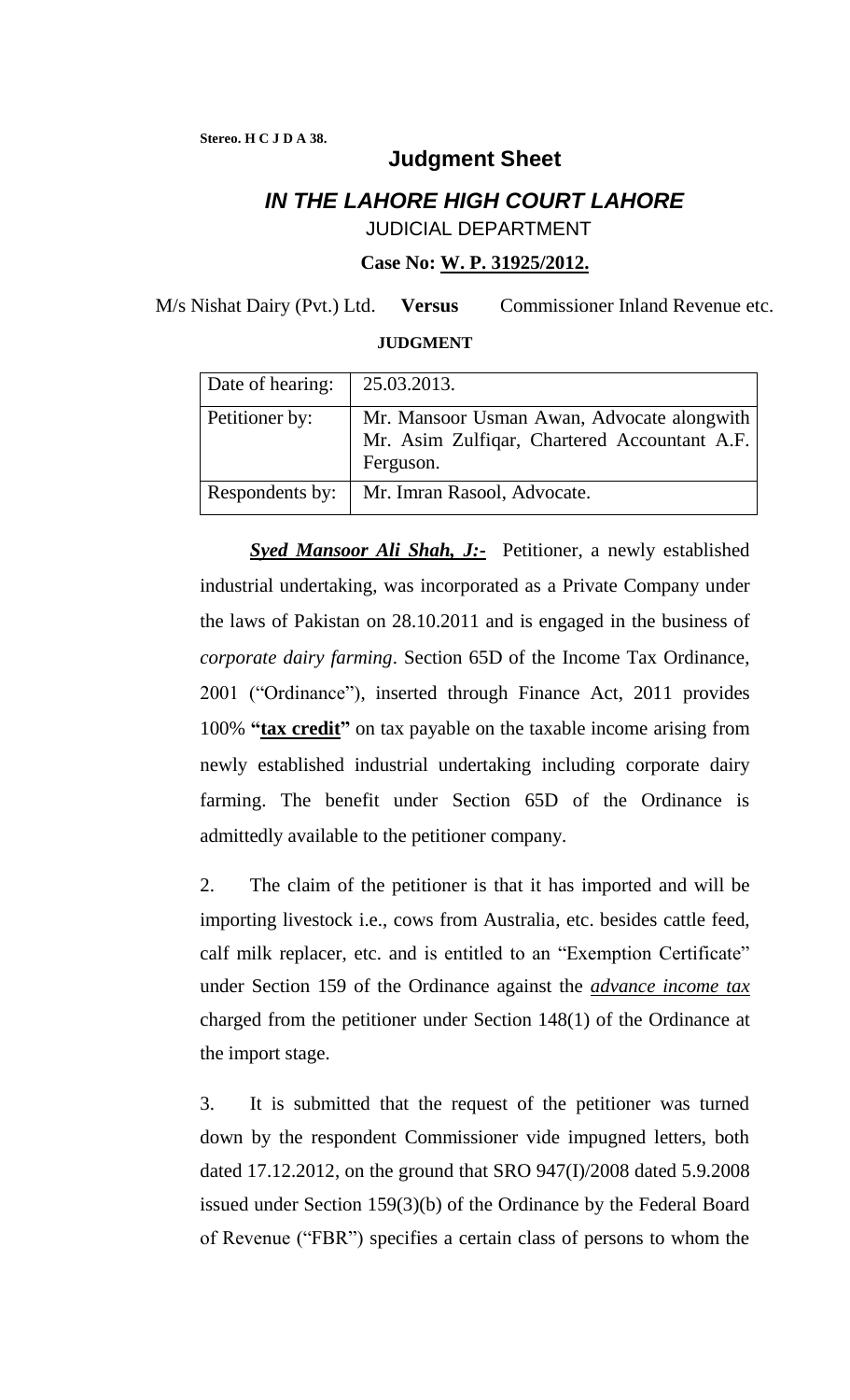**Stereo. H C J D A 38.**

## Judgment Sheet

# *IN THE LAHORE HIGH COURT LAHORE*

JUDICIAL DEPARTMENT

**Case No: W. P. 31925/2012.**

M/s Nishat Dairy (Pvt.) Ltd. **Versus** Commissioner Inland Revenue etc.

**JUDGMENT**

| Date of hearing: | 25.03.2013. |
|---|---|
| Petitioner by: | Mr. Mansoor Usman Awan, Advocate alongwith Mr. Asim Zulfiqar, Chartered Accountant A.F. Ferguson. |
| Respondents by: | Mr. Imran Rasool, Advocate. |

***Syed Mansoor Ali Shah, J:-*** Petitioner, a newly established industrial undertaking, was incorporated as a Private Company under the laws of Pakistan on 28.10.2011 and is engaged in the business of *corporate dairy farming*. Section 65D of the Income Tax Ordinance, 2001 ("Ordinance"), inserted through Finance Act, 2011 provides 100% **"tax credit"** on tax payable on the taxable income arising from newly established industrial undertaking including corporate dairy farming. The benefit under Section 65D of the Ordinance is admittedly available to the petitioner company.

2. The claim of the petitioner is that it has imported and will be importing livestock i.e., cows from Australia, etc. besides cattle feed, calf milk replacer, etc. and is entitled to an "Exemption Certificate" under Section 159 of the Ordinance against the *advance income tax* charged from the petitioner under Section 148(1) of the Ordinance at the import stage.

3. It is submitted that the request of the petitioner was turned down by the respondent Commissioner vide impugned letters, both dated 17.12.2012, on the ground that SRO 947(I)/2008 dated 5.9.2008 issued under Section 159(3)(b) of the Ordinance by the Federal Board of Revenue ("FBR") specifies a certain class of persons to whom the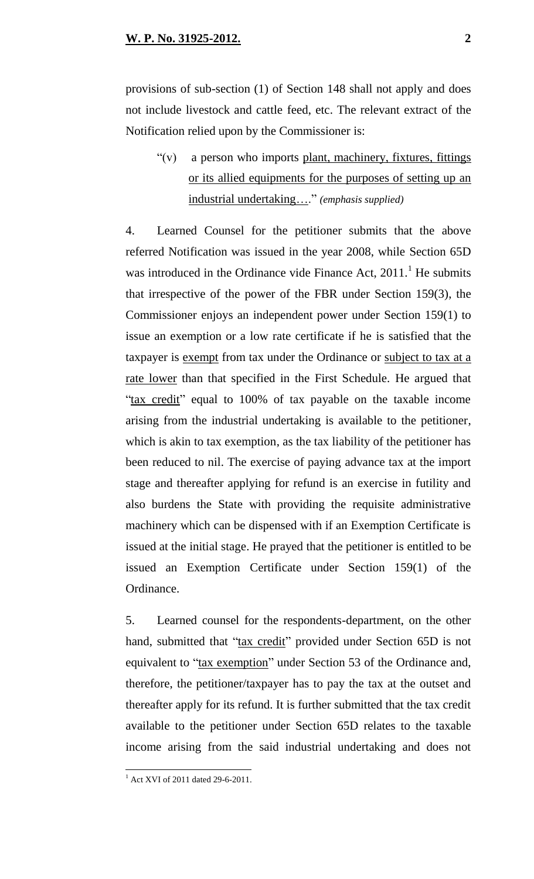provisions of sub-section (1) of Section 148 shall not apply and does not include livestock and cattle feed, etc. The relevant extract of the Notification relied upon by the Commissioner is:

> "(v) a person who imports <u>plant, machinery, fixtures, fittings or its allied equipments for the purposes of setting up an industrial undertaking</u>…." *(emphasis supplied)*

4. Learned Counsel for the petitioner submits that the above referred Notification was issued in the year 2008, while Section 65D was introduced in the Ordinance vide Finance Act, 2011.[1] He submits that irrespective of the power of the FBR under Section 159(3), the Commissioner enjoys an independent power under Section 159(1) to issue an exemption or a low rate certificate if he is satisfied that the taxpayer is <u>exempt</u> from tax under the Ordinance or <u>subject to tax at a rate lower</u> than that specified in the First Schedule. He argued that "<u>tax credit</u>" equal to 100% of tax payable on the taxable income arising from the industrial undertaking is available to the petitioner, which is akin to tax exemption, as the tax liability of the petitioner has been reduced to nil. The exercise of paying advance tax at the import stage and thereafter applying for refund is an exercise in futility and also burdens the State with providing the requisite administrative machinery which can be dispensed with if an Exemption Certificate is issued at the initial stage. He prayed that the petitioner is entitled to be issued an Exemption Certificate under Section 159(1) of the Ordinance.

5. Learned counsel for the respondents-department, on the other hand, submitted that "<u>tax credit</u>" provided under Section 65D is not equivalent to "<u>tax exemption</u>" under Section 53 of the Ordinance and, therefore, the petitioner/taxpayer has to pay the tax at the outset and thereafter apply for its refund. It is further submitted that the tax credit available to the petitioner under Section 65D relates to the taxable income arising from the said industrial undertaking and does not

---

[1] Act XVI of 2011 dated 29-6-2011.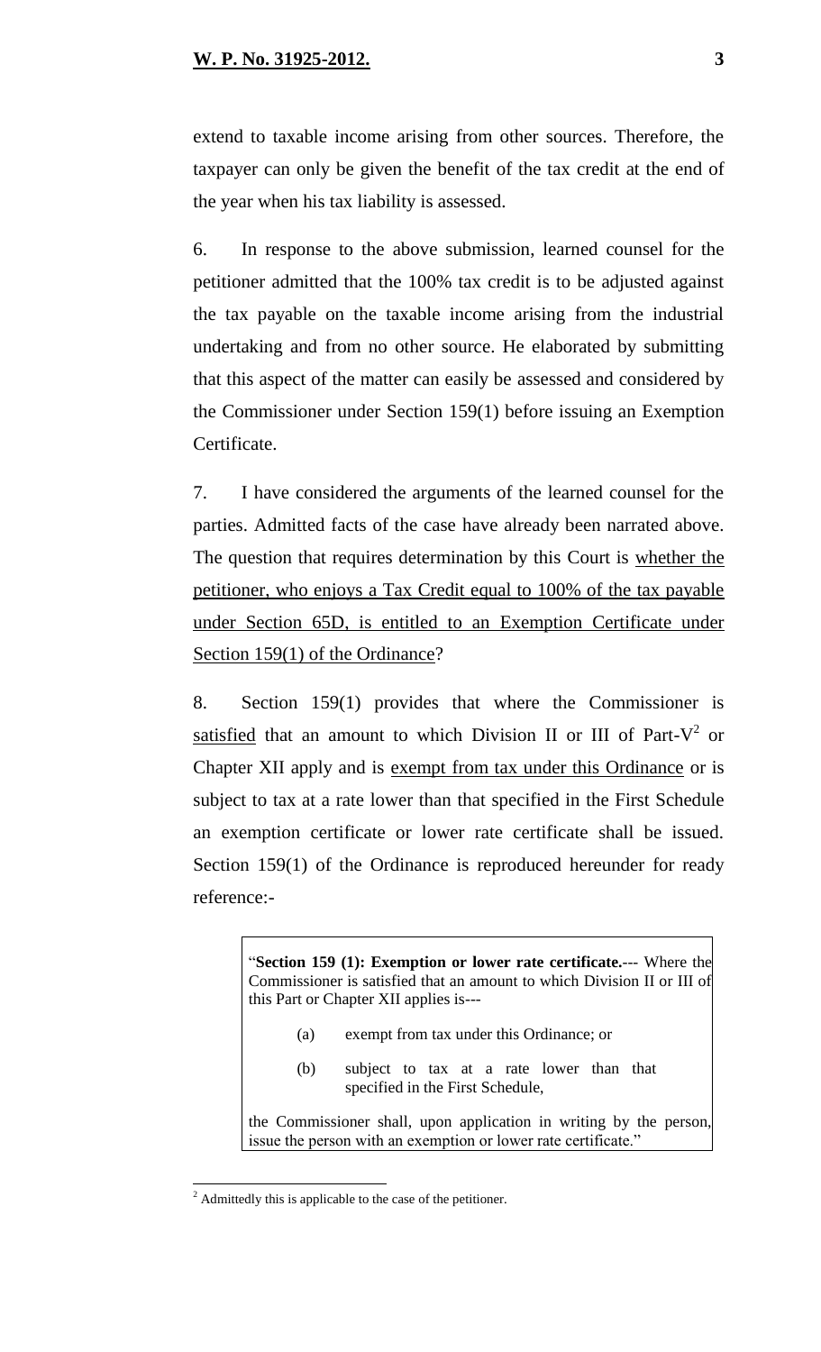extend to taxable income arising from other sources. Therefore, the taxpayer can only be given the benefit of the tax credit at the end of the year when his tax liability is assessed.

6. In response to the above submission, learned counsel for the petitioner admitted that the 100% tax credit is to be adjusted against the tax payable on the taxable income arising from the industrial undertaking and from no other source. He elaborated by submitting that this aspect of the matter can easily be assessed and considered by the Commissioner under Section 159(1) before issuing an Exemption Certificate.

7. I have considered the arguments of the learned counsel for the parties. Admitted facts of the case have already been narrated above. The question that requires determination by this Court is whether the petitioner, who enjoys a Tax Credit equal to 100% of the tax payable under Section 65D, is entitled to an Exemption Certificate under Section 159(1) of the Ordinance?

8. Section 159(1) provides that where the Commissioner is satisfied that an amount to which Division II or III of Part-V[2] or Chapter XII apply and is exempt from tax under this Ordinance or is subject to tax at a rate lower than that specified in the First Schedule an exemption certificate or lower rate certificate shall be issued. Section 159(1) of the Ordinance is reproduced hereunder for ready reference:-

> "**Section 159 (1): Exemption or lower rate certificate.**--- Where the Commissioner is satisfied that an amount to which Division II or III of this Part or Chapter XII applies is---
>
> (a) exempt from tax under this Ordinance; or
>
> (b) subject to tax at a rate lower than that specified in the First Schedule,
>
> the Commissioner shall, upon application in writing by the person, issue the person with an exemption or lower rate certificate."

[2] Admittedly this is applicable to the case of the petitioner.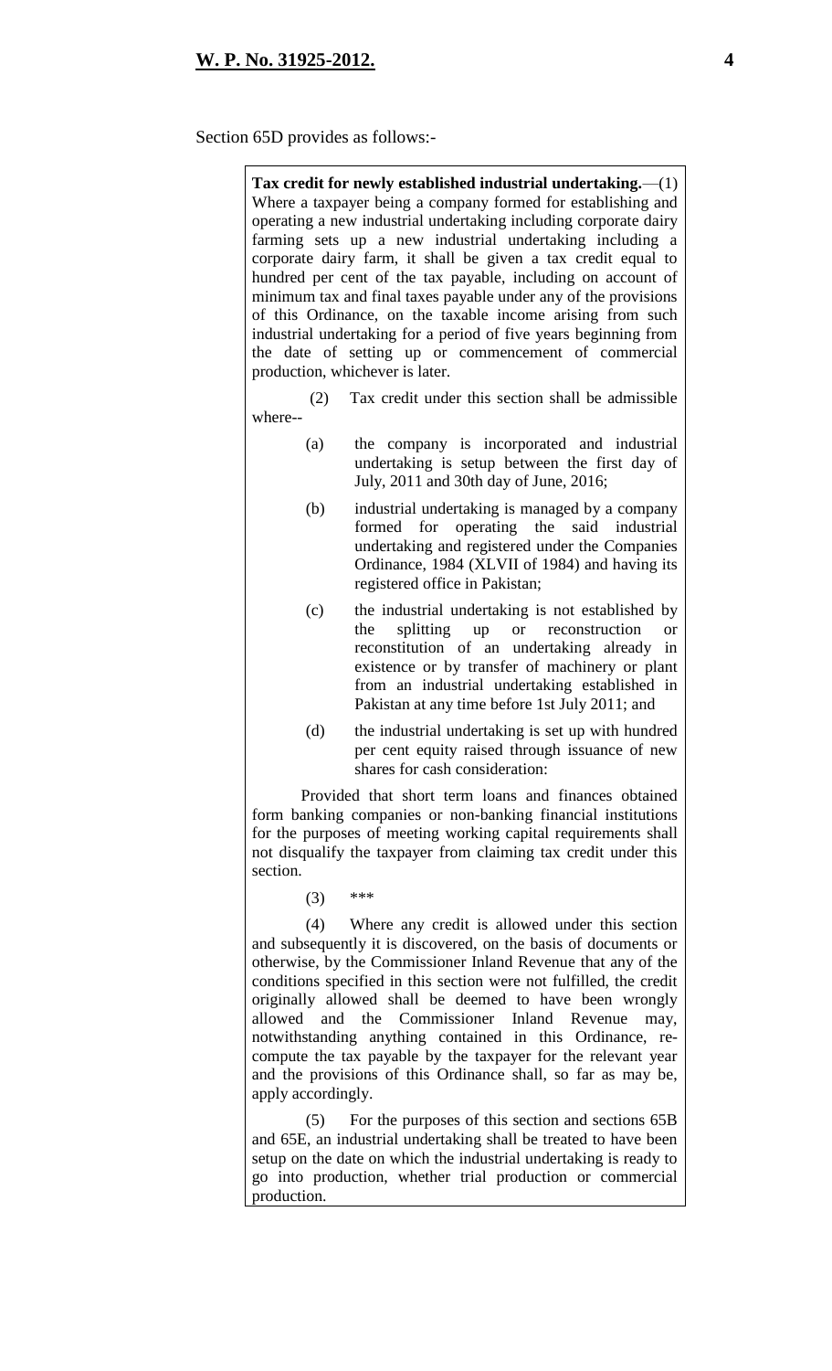Section 65D provides as follows:-

> **Tax credit for newly established industrial undertaking.**—(1) Where a taxpayer being a company formed for establishing and operating a new industrial undertaking including corporate dairy farming sets up a new industrial undertaking including a corporate dairy farm, it shall be given a tax credit equal to hundred per cent of the tax payable, including on account of minimum tax and final taxes payable under any of the provisions of this Ordinance, on the taxable income arising from such industrial undertaking for a period of five years beginning from the date of setting up or commencement of commercial production, whichever is later.
>
> (2) Tax credit under this section shall be admissible where--
>
> (a) the company is incorporated and industrial undertaking is setup between the first day of July, 2011 and 30th day of June, 2016;
>
> (b) industrial undertaking is managed by a company formed for operating the said industrial undertaking and registered under the Companies Ordinance, 1984 (XLVII of 1984) and having its registered office in Pakistan;
>
> (c) the industrial undertaking is not established by the splitting up or reconstruction or reconstitution of an undertaking already in existence or by transfer of machinery or plant from an industrial undertaking established in Pakistan at any time before 1st July 2011; and
>
> (d) the industrial undertaking is set up with hundred per cent equity raised through issuance of new shares for cash consideration:
>
> Provided that short term loans and finances obtained form banking companies or non-banking financial institutions for the purposes of meeting working capital requirements shall not disqualify the taxpayer from claiming tax credit under this section.
>
> (3) ***
>
> (4) Where any credit is allowed under this section and subsequently it is discovered, on the basis of documents or otherwise, by the Commissioner Inland Revenue that any of the conditions specified in this section were not fulfilled, the credit originally allowed shall be deemed to have been wrongly allowed and the Commissioner Inland Revenue may, notwithstanding anything contained in this Ordinance, re-compute the tax payable by the taxpayer for the relevant year and the provisions of this Ordinance shall, so far as may be, apply accordingly.
>
> (5) For the purposes of this section and sections 65B and 65E, an industrial undertaking shall be treated to have been setup on the date on which the industrial undertaking is ready to go into production, whether trial production or commercial production.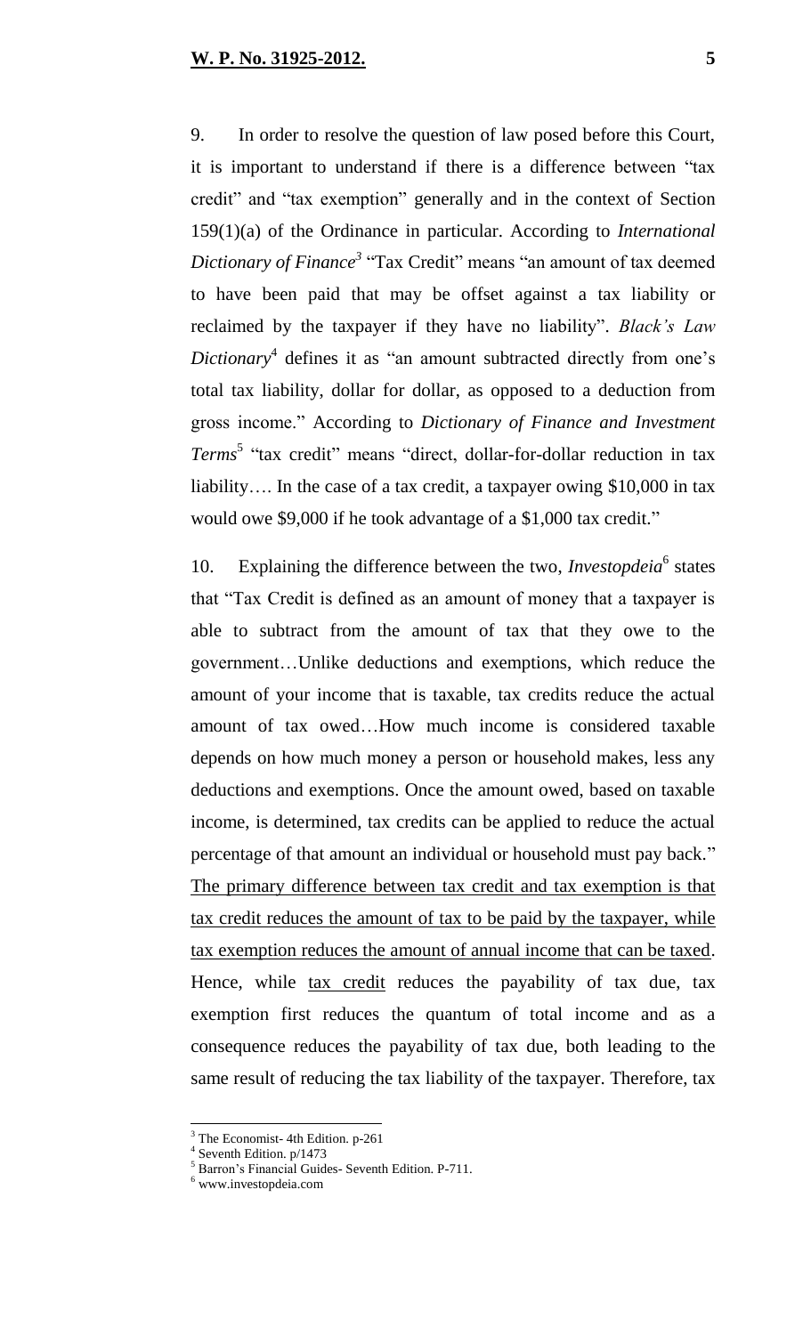9. In order to resolve the question of law posed before this Court, it is important to understand if there is a difference between "tax credit" and "tax exemption" generally and in the context of Section 159(1)(a) of the Ordinance in particular. According to *International Dictionary of Finance*[3] "Tax Credit" means "an amount of tax deemed to have been paid that may be offset against a tax liability or reclaimed by the taxpayer if they have no liability". *Black's Law Dictionary*[4] defines it as "an amount subtracted directly from one's total tax liability, dollar for dollar, as opposed to a deduction from gross income." According to *Dictionary of Finance and Investment Terms*[5] "tax credit" means "direct, dollar-for-dollar reduction in tax liability…. In the case of a tax credit, a taxpayer owing $10,000 in tax would owe $9,000 if he took advantage of a $1,000 tax credit."

10. Explaining the difference between the two, *Investopdeia*[6] states that "Tax Credit is defined as an amount of money that a taxpayer is able to subtract from the amount of tax that they owe to the government…Unlike deductions and exemptions, which reduce the amount of your income that is taxable, tax credits reduce the actual amount of tax owed…How much income is considered taxable depends on how much money a person or household makes, less any deductions and exemptions. Once the amount owed, based on taxable income, is determined, tax credits can be applied to reduce the actual percentage of that amount an individual or household must pay back." <u>The primary difference between tax credit and tax exemption is that tax credit reduces the amount of tax to be paid by the taxpayer, while tax exemption reduces the amount of annual income that can be taxed</u>. Hence, while <u>tax credit</u> reduces the payability of tax due, tax exemption first reduces the quantum of total income and as a consequence reduces the payability of tax due, both leading to the same result of reducing the tax liability of the taxpayer. Therefore, tax

---

[3] The Economist- 4th Edition. p-261

[4] Seventh Edition. p/1473

[5] Barron's Financial Guides- Seventh Edition. P-711.

[6] www.investopdeia.com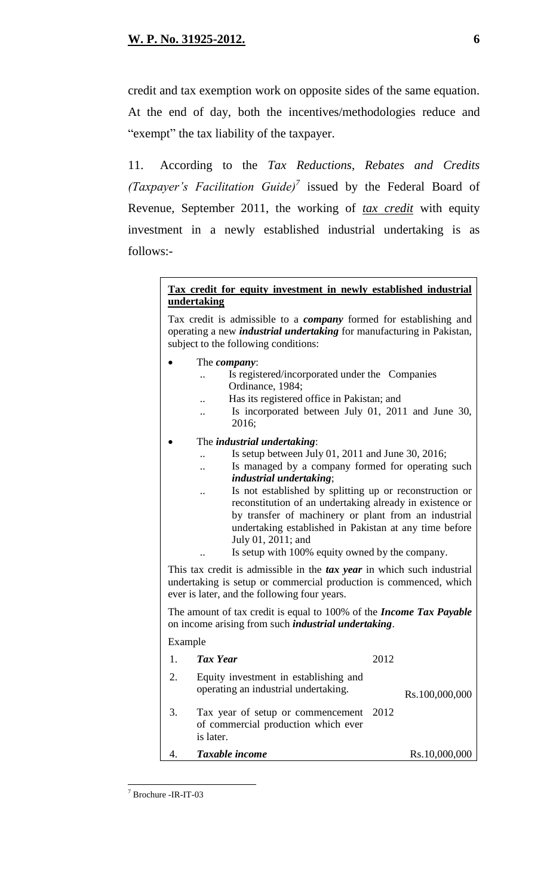credit and tax exemption work on opposite sides of the same equation. At the end of day, both the incentives/methodologies reduce and "exempt" the tax liability of the taxpayer.

11. According to the *Tax Reductions, Rebates and Credits (Taxpayer's Facilitation Guide)*[7] issued by the Federal Board of Revenue, September 2011, the working of ***tax credit*** with equity investment in a newly established industrial undertaking is as follows:-

> **Tax credit for equity investment in newly established industrial undertaking**
>
> Tax credit is admissible to a ***company*** formed for establishing and operating a new ***industrial undertaking*** for manufacturing in Pakistan, subject to the following conditions:
>
> - The ***company***:
>   - .. Is registered/incorporated under the Companies Ordinance, 1984;
>   - .. Has its registered office in Pakistan; and
>   - .. Is incorporated between July 01, 2011 and June 30, 2016;
> - The ***industrial undertaking***:
>   - .. Is setup between July 01, 2011 and June 30, 2016;
>   - .. Is managed by a company formed for operating such ***industrial undertaking***;
>   - .. Is not established by splitting up or reconstruction or reconstitution of an undertaking already in existence or by transfer of machinery or plant from an industrial undertaking established in Pakistan at any time before July 01, 2011; and
>   - .. Is setup with 100% equity owned by the company.
>
> This tax credit is admissible in the ***tax year*** in which such industrial undertaking is setup or commercial production is commenced, which ever is later, and the following four years.
>
> The amount of tax credit is equal to 100% of the ***Income Tax Payable*** on income arising from such ***industrial undertaking***.
>
> Example
>
> | | | | |
> |---|---|---|---|
> | 1. | ***Tax Year*** | 2012 | |
> | 2. | Equity investment in establishing and operating an industrial undertaking. | | Rs.100,000,000 |
> | 3. | Tax year of setup or commencement of commercial production which ever is later. | 2012 | |
> | 4. | ***Taxable income*** | | Rs.10,000,000 |

[7] Brochure -IR-IT-03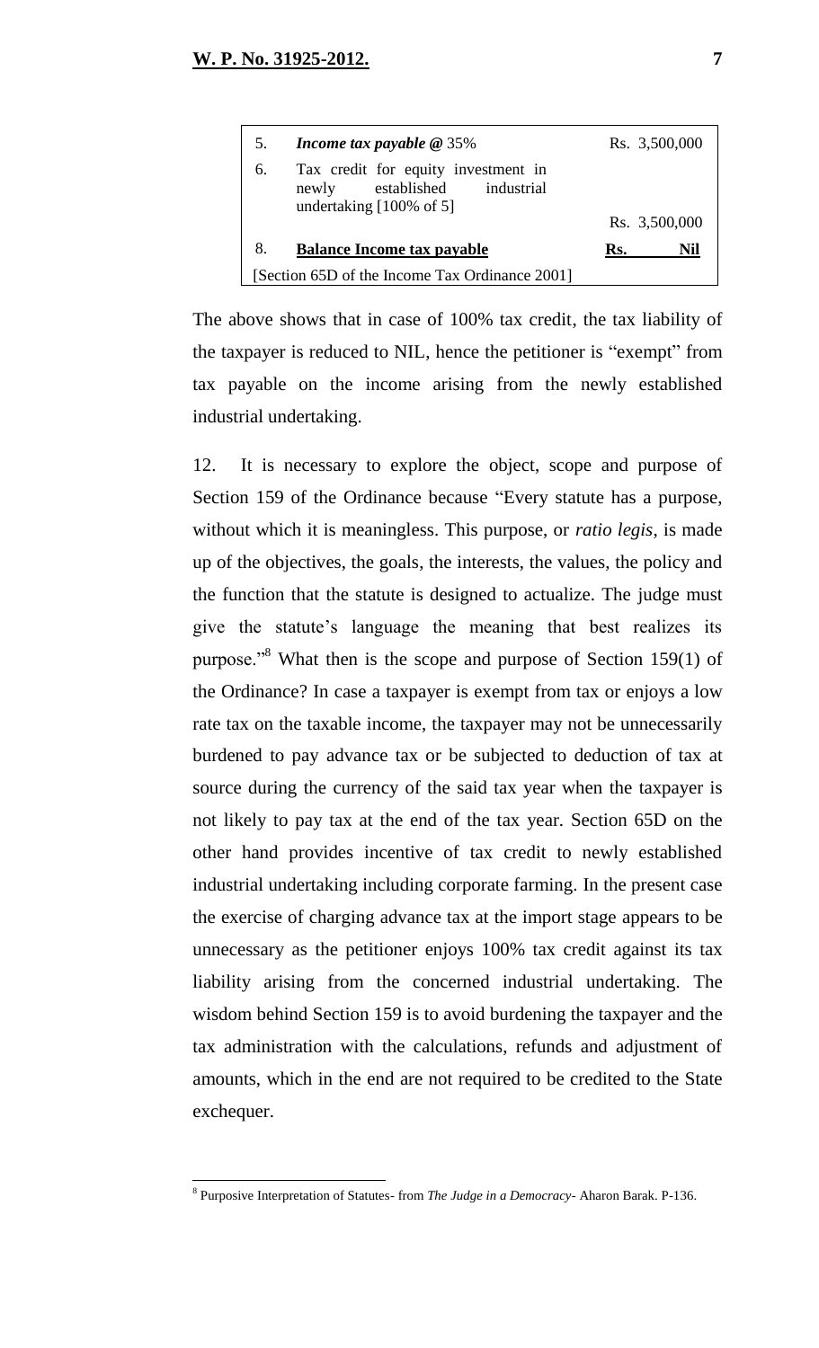| | | |
|---|---|---|
| 5. | ***Income tax payable @*** 35% | Rs. 3,500,000 |
| 6. | Tax credit for equity investment in newly established industrial undertaking [100% of 5] | Rs. 3,500,000 |
| 8. | **Balance Income tax payable** | **Rs. Nil** |
| [Section 65D of the Income Tax Ordinance 2001] | | |

The above shows that in case of 100% tax credit, the tax liability of the taxpayer is reduced to NIL, hence the petitioner is "exempt" from tax payable on the income arising from the newly established industrial undertaking.

12. It is necessary to explore the object, scope and purpose of Section 159 of the Ordinance because "Every statute has a purpose, without which it is meaningless. This purpose, or *ratio legis*, is made up of the objectives, the goals, the interests, the values, the policy and the function that the statute is designed to actualize. The judge must give the statute's language the meaning that best realizes its purpose."[8] What then is the scope and purpose of Section 159(1) of the Ordinance? In case a taxpayer is exempt from tax or enjoys a low rate tax on the taxable income, the taxpayer may not be unnecessarily burdened to pay advance tax or be subjected to deduction of tax at source during the currency of the said tax year when the taxpayer is not likely to pay tax at the end of the tax year. Section 65D on the other hand provides incentive of tax credit to newly established industrial undertaking including corporate farming. In the present case the exercise of charging advance tax at the import stage appears to be unnecessary as the petitioner enjoys 100% tax credit against its tax liability arising from the concerned industrial undertaking. The wisdom behind Section 159 is to avoid burdening the taxpayer and the tax administration with the calculations, refunds and adjustment of amounts, which in the end are not required to be credited to the State exchequer.

---

[8] Purposive Interpretation of Statutes- from *The Judge in a Democracy*- Aharon Barak. P-136.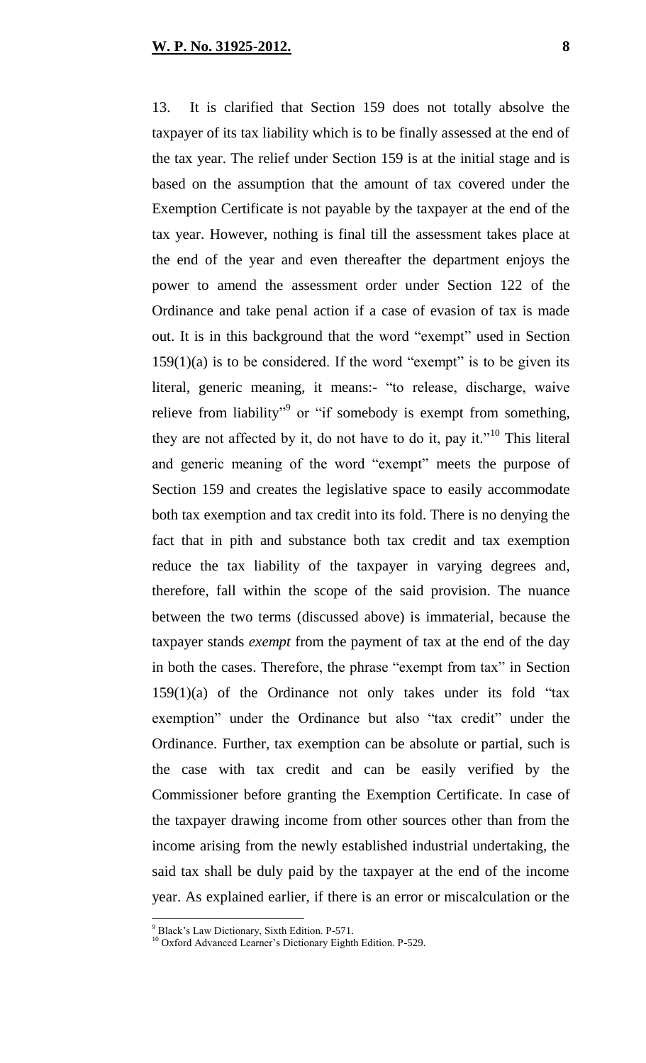13. It is clarified that Section 159 does not totally absolve the taxpayer of its tax liability which is to be finally assessed at the end of the tax year. The relief under Section 159 is at the initial stage and is based on the assumption that the amount of tax covered under the Exemption Certificate is not payable by the taxpayer at the end of the tax year. However, nothing is final till the assessment takes place at the end of the year and even thereafter the department enjoys the power to amend the assessment order under Section 122 of the Ordinance and take penal action if a case of evasion of tax is made out. It is in this background that the word "exempt" used in Section 159(1)(a) is to be considered. If the word "exempt" is to be given its literal, generic meaning, it means:- "to release, discharge, waive relieve from liability"[9] or "if somebody is exempt from something, they are not affected by it, do not have to do it, pay it."[10] This literal and generic meaning of the word "exempt" meets the purpose of Section 159 and creates the legislative space to easily accommodate both tax exemption and tax credit into its fold. There is no denying the fact that in pith and substance both tax credit and tax exemption reduce the tax liability of the taxpayer in varying degrees and, therefore, fall within the scope of the said provision. The nuance between the two terms (discussed above) is immaterial, because the taxpayer stands *exempt* from the payment of tax at the end of the day in both the cases. Therefore, the phrase "exempt from tax" in Section 159(1)(a) of the Ordinance not only takes under its fold "tax exemption" under the Ordinance but also "tax credit" under the Ordinance. Further, tax exemption can be absolute or partial, such is the case with tax credit and can be easily verified by the Commissioner before granting the Exemption Certificate. In case of the taxpayer drawing income from other sources other than from the income arising from the newly established industrial undertaking, the said tax shall be duly paid by the taxpayer at the end of the income year. As explained earlier, if there is an error or miscalculation or the

---

[9] Black's Law Dictionary, Sixth Edition. P-571.

[10] Oxford Advanced Learner's Dictionary Eighth Edition. P-529.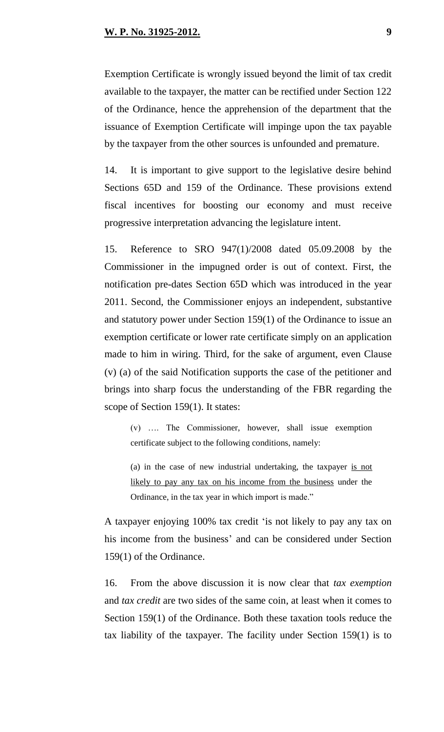Exemption Certificate is wrongly issued beyond the limit of tax credit available to the taxpayer, the matter can be rectified under Section 122 of the Ordinance, hence the apprehension of the department that the issuance of Exemption Certificate will impinge upon the tax payable by the taxpayer from the other sources is unfounded and premature.

14. It is important to give support to the legislative desire behind Sections 65D and 159 of the Ordinance. These provisions extend fiscal incentives for boosting our economy and must receive progressive interpretation advancing the legislature intent.

15. Reference to SRO 947(1)/2008 dated 05.09.2008 by the Commissioner in the impugned order is out of context. First, the notification pre-dates Section 65D which was introduced in the year 2011. Second, the Commissioner enjoys an independent, substantive and statutory power under Section 159(1) of the Ordinance to issue an exemption certificate or lower rate certificate simply on an application made to him in wiring. Third, for the sake of argument, even Clause (v) (a) of the said Notification supports the case of the petitioner and brings into sharp focus the understanding of the FBR regarding the scope of Section 159(1). It states:

> (v) …. The Commissioner, however, shall issue exemption certificate subject to the following conditions, namely:
>
> (a) in the case of new industrial undertaking, the taxpayer <u>is not likely to pay any tax on his income from the business</u> under the Ordinance, in the tax year in which import is made."

A taxpayer enjoying 100% tax credit 'is not likely to pay any tax on his income from the business' and can be considered under Section 159(1) of the Ordinance.

16. From the above discussion it is now clear that *tax exemption* and *tax credit* are two sides of the same coin, at least when it comes to Section 159(1) of the Ordinance. Both these taxation tools reduce the tax liability of the taxpayer. The facility under Section 159(1) is to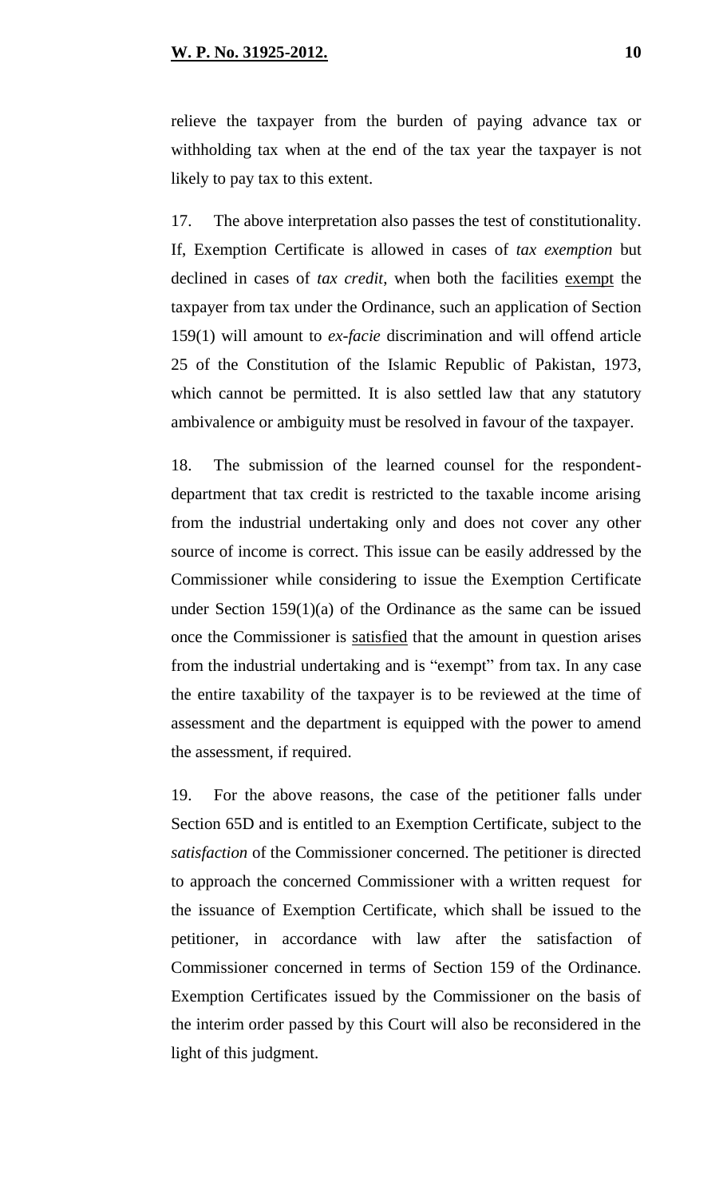relieve the taxpayer from the burden of paying advance tax or withholding tax when at the end of the tax year the taxpayer is not likely to pay tax to this extent.

17. The above interpretation also passes the test of constitutionality. If, Exemption Certificate is allowed in cases of *tax exemption* but declined in cases of *tax credit*, when both the facilities <u>exempt</u> the taxpayer from tax under the Ordinance, such an application of Section 159(1) will amount to *ex-facie* discrimination and will offend article 25 of the Constitution of the Islamic Republic of Pakistan, 1973, which cannot be permitted. It is also settled law that any statutory ambivalence or ambiguity must be resolved in favour of the taxpayer.

18. The submission of the learned counsel for the respondent-department that tax credit is restricted to the taxable income arising from the industrial undertaking only and does not cover any other source of income is correct. This issue can be easily addressed by the Commissioner while considering to issue the Exemption Certificate under Section 159(1)(a) of the Ordinance as the same can be issued once the Commissioner is <u>satisfied</u> that the amount in question arises from the industrial undertaking and is "exempt" from tax. In any case the entire taxability of the taxpayer is to be reviewed at the time of assessment and the department is equipped with the power to amend the assessment, if required.

19. For the above reasons, the case of the petitioner falls under Section 65D and is entitled to an Exemption Certificate, subject to the *satisfaction* of the Commissioner concerned. The petitioner is directed to approach the concerned Commissioner with a written request for the issuance of Exemption Certificate, which shall be issued to the petitioner, in accordance with law after the satisfaction of Commissioner concerned in terms of Section 159 of the Ordinance. Exemption Certificates issued by the Commissioner on the basis of the interim order passed by this Court will also be reconsidered in the light of this judgment.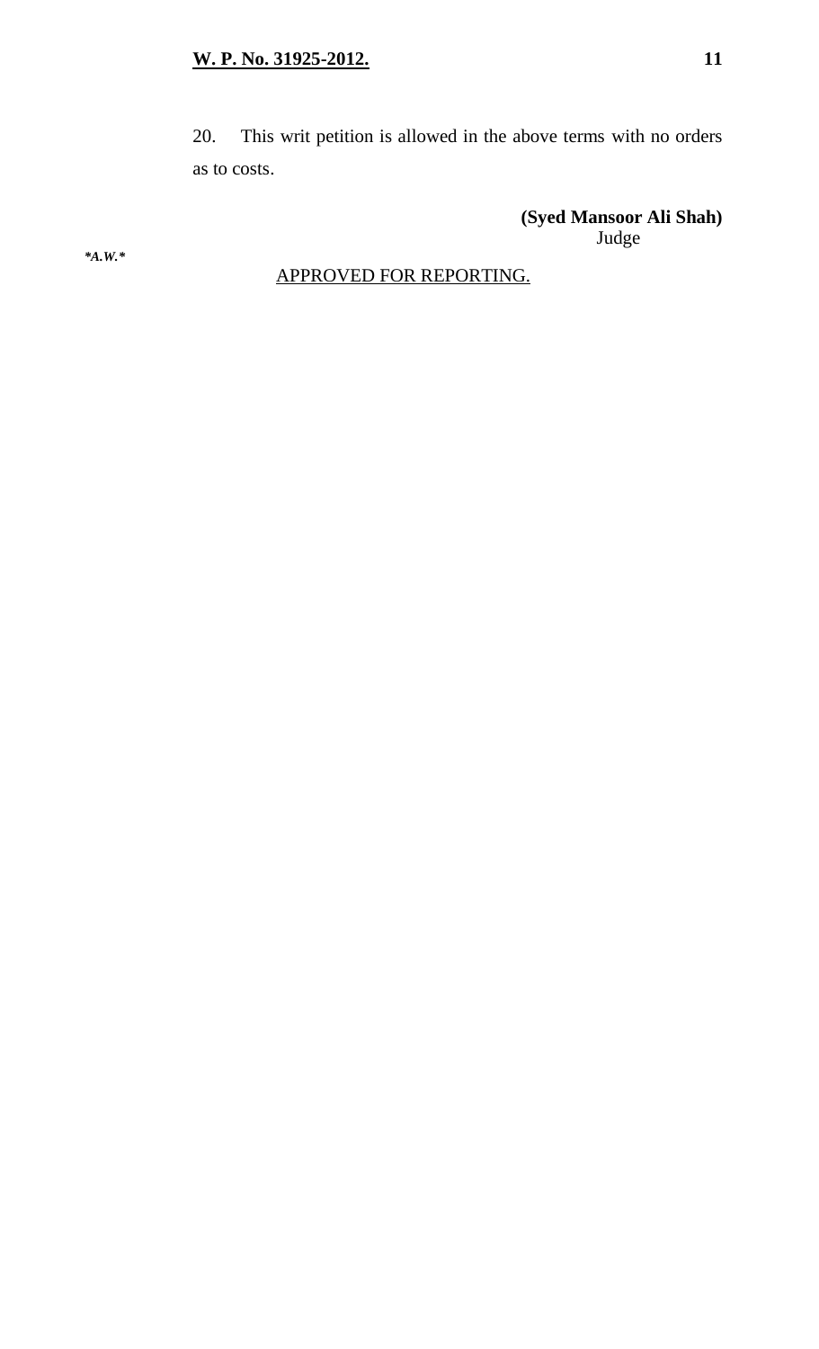20. This writ petition is allowed in the above terms with no orders as to costs.

**(Syed Mansoor Ali Shah)**
Judge

***A.W.***

APPROVED FOR REPORTING.